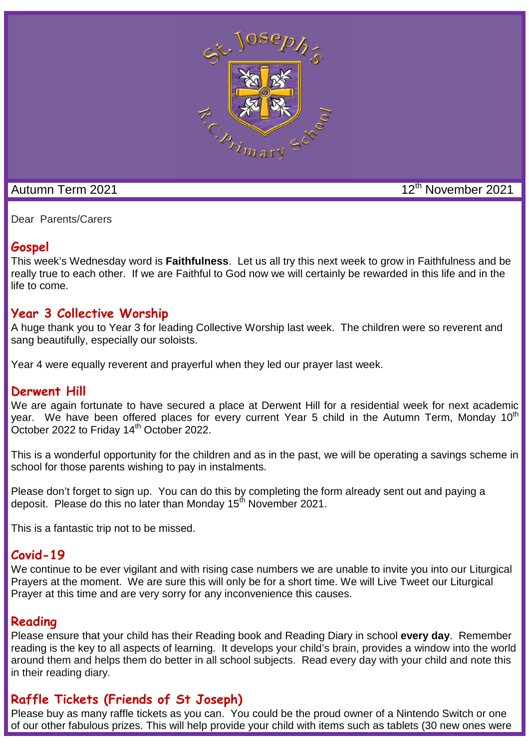# St. Joseph's R.C. Primary School

Autumn Term 2021 — 12th November 2021

Dear Parents/Carers

## Gospel

This week's Wednesday word is **Faithfulness**. Let us all try this next week to grow in Faithfulness and be really true to each other. If we are Faithful to God now we will certainly be rewarded in this life and in the life to come.

## Year 3 Collective Worship

A huge thank you to Year 3 for leading Collective Worship last week. The children were so reverent and sang beautifully, especially our soloists.

Year 4 were equally reverent and prayerful when they led our prayer last week.

## Derwent Hill

We are again fortunate to have secured a place at Derwent Hill for a residential week for next academic year. We have been offered places for every current Year 5 child in the Autumn Term, Monday 10th October 2022 to Friday 14th October 2022.

This is a wonderful opportunity for the children and as in the past, we will be operating a savings scheme in school for those parents wishing to pay in instalments.

Please don't forget to sign up. You can do this by completing the form already sent out and paying a deposit. Please do this no later than Monday 15th November 2021.

This is a fantastic trip not to be missed.

## Covid-19

We continue to be ever vigilant and with rising case numbers we are unable to invite you into our Liturgical Prayers at the moment. We are sure this will only be for a short time. We will Live Tweet our Liturgical Prayer at this time and are very sorry for any inconvenience this causes.

## Reading

Please ensure that your child has their Reading book and Reading Diary in school **every day**. Remember reading is the key to all aspects of learning. It develops your child's brain, provides a window into the world around them and helps them do better in all school subjects. Read every day with your child and note this in their reading diary.

## Raffle Tickets (Friends of St Joseph)

Please buy as many raffle tickets as you can. You could be the proud owner of a Nintendo Switch or one of our other fabulous prizes. This will help provide your child with items such as tablets (30 new ones were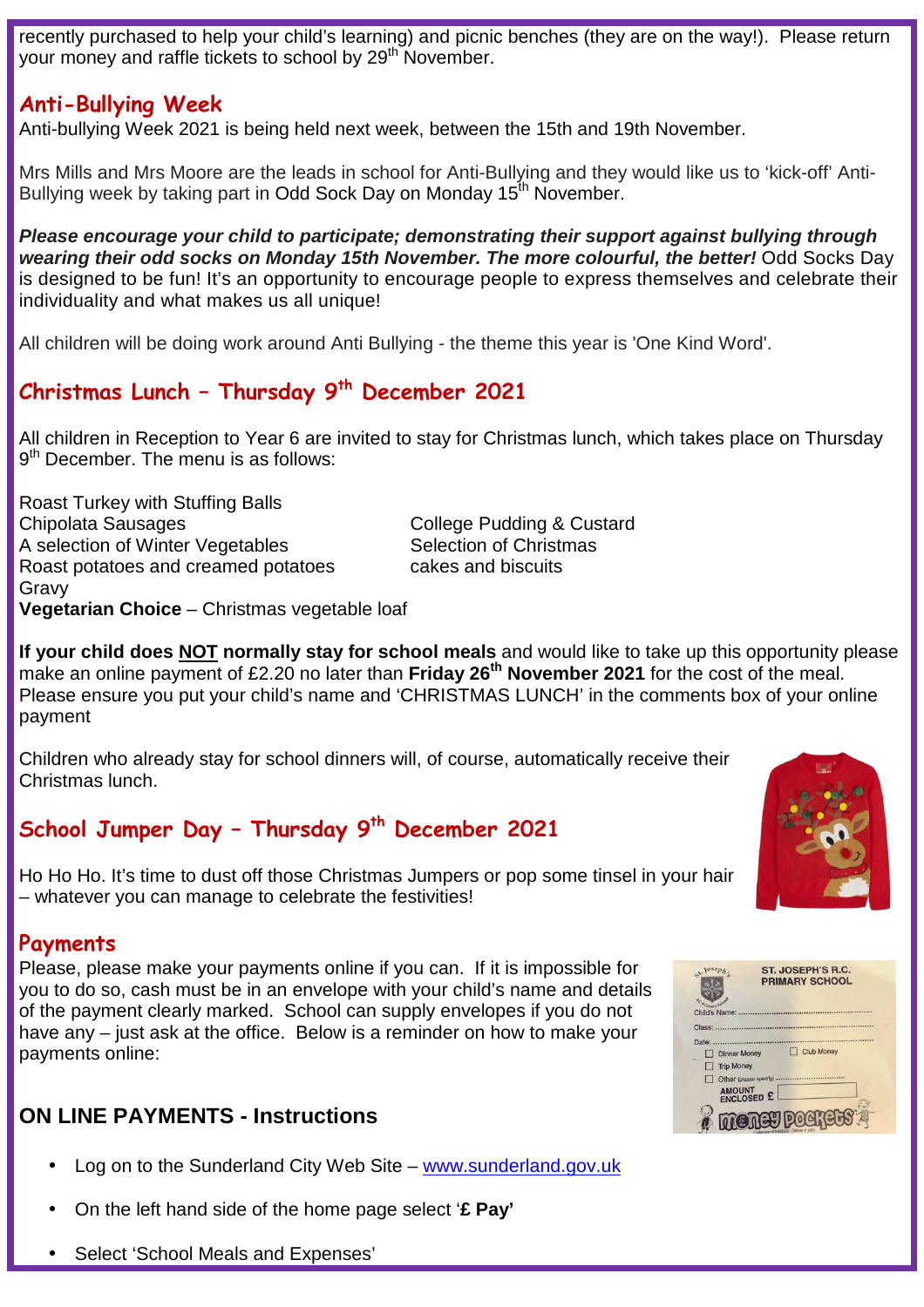recently purchased to help your child's learning) and picnic benches (they are on the way!). Please return your money and raffle tickets to school by 29th November.

## Anti-Bullying Week

Anti-bullying Week 2021 is being held next week, between the 15th and 19th November.

Mrs Mills and Mrs Moore are the leads in school for Anti-Bullying and they would like us to 'kick-off' Anti-Bullying week by taking part in Odd Sock Day on Monday 15th November.

***Please encourage your child to participate; demonstrating their support against bullying through wearing their odd socks on Monday 15th November. The more colourful, the better!*** Odd Socks Day is designed to be fun! It's an opportunity to encourage people to express themselves and celebrate their individuality and what makes us all unique!

All children will be doing work around Anti Bullying - the theme this year is 'One Kind Word'.

## Christmas Lunch – Thursday 9th December 2021

All children in Reception to Year 6 are invited to stay for Christmas lunch, which takes place on Thursday 9th December. The menu is as follows:

Roast Turkey with Stuffing Balls
Chipolata Sausages
A selection of Winter Vegetables
Roast potatoes and creamed potatoes
Gravy
**Vegetarian Choice** – Christmas vegetable loaf

College Pudding & Custard
Selection of Christmas cakes and biscuits

**If your child does NOT normally stay for school meals** and would like to take up this opportunity please make an online payment of £2.20 no later than **Friday 26th November 2021** for the cost of the meal. Please ensure you put your child's name and 'CHRISTMAS LUNCH' in the comments box of your online payment

Children who already stay for school dinners will, of course, automatically receive their Christmas lunch.

## School Jumper Day – Thursday 9th December 2021

Ho Ho Ho. It's time to dust off those Christmas Jumpers or pop some tinsel in your hair – whatever you can manage to celebrate the festivities!

## Payments

Please, please make your payments online if you can. If it is impossible for you to do so, cash must be in an envelope with your child's name and details of the payment clearly marked. School can supply envelopes if you do not have any – just ask at the office. Below is a reminder on how to make your payments online:

### ON LINE PAYMENTS - Instructions

- Log on to the Sunderland City Web Site – www.sunderland.gov.uk
- On the left hand side of the home page select '**£ Pay'**
- Select 'School Meals and Expenses'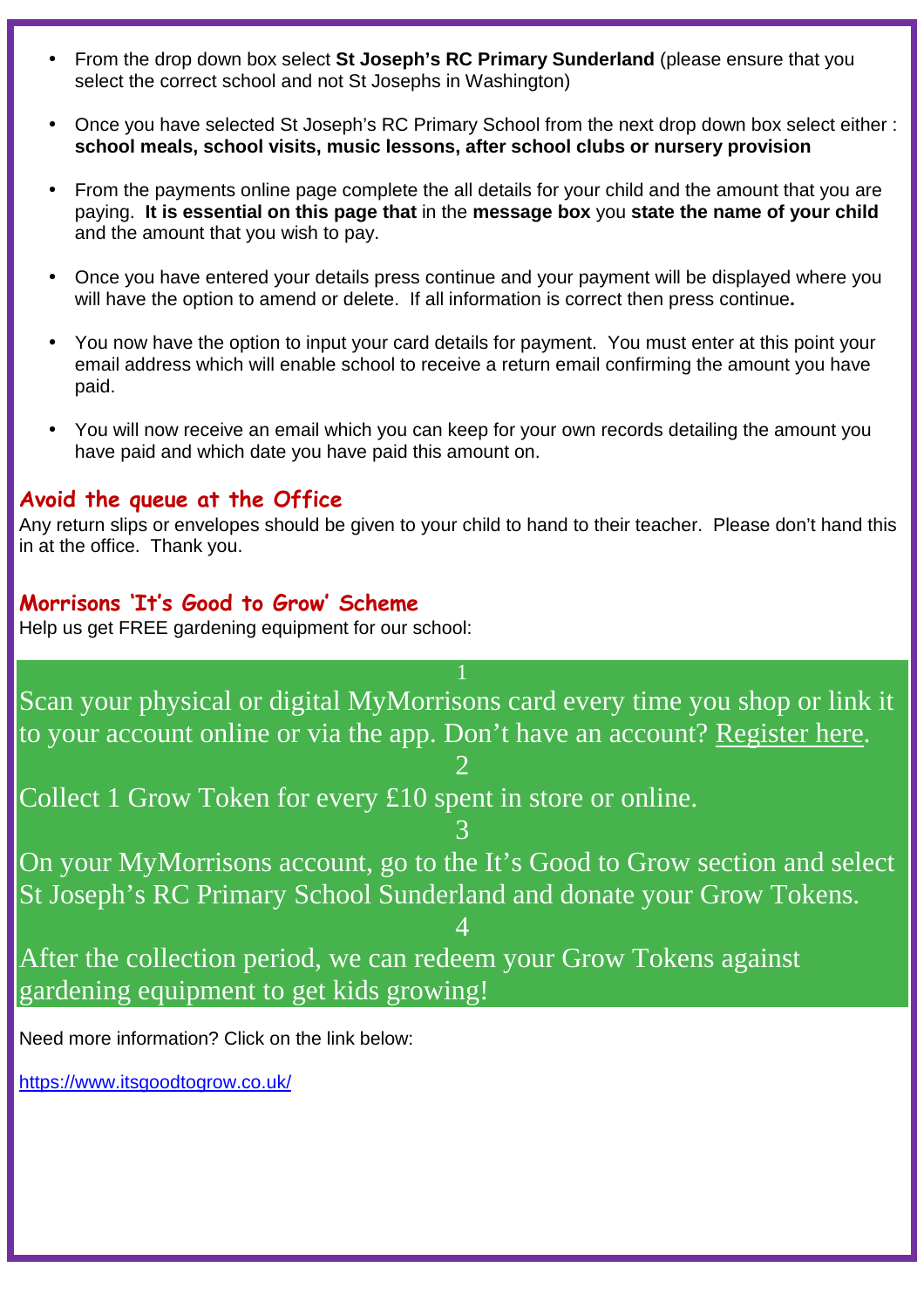- From the drop down box select **St Joseph's RC Primary Sunderland** (please ensure that you select the correct school and not St Josephs in Washington)

- Once you have selected St Joseph's RC Primary School from the next drop down box select either : **school meals, school visits, music lessons, after school clubs or nursery provision**

- From the payments online page complete the all details for your child and the amount that you are paying. **It is essential on this page that** in the **message box** you **state the name of your child** and the amount that you wish to pay.

- Once you have entered your details press continue and your payment will be displayed where you will have the option to amend or delete. If all information is correct then press continue**.**

- You now have the option to input your card details for payment. You must enter at this point your email address which will enable school to receive a return email confirming the amount you have paid.

- You will now receive an email which you can keep for your own records detailing the amount you have paid and which date you have paid this amount on.

## Avoid the queue at the Office

Any return slips or envelopes should be given to your child to hand to their teacher. Please don't hand this in at the office. Thank you.

## Morrisons 'It's Good to Grow' Scheme

Help us get FREE gardening equipment for our school:

1

Scan your physical or digital MyMorrisons card every time you shop or link it to your account online or via the app. Don't have an account? Register here.

2

Collect 1 Grow Token for every £10 spent in store or online.

3

On your MyMorrisons account, go to the It's Good to Grow section and select St Joseph's RC Primary School Sunderland and donate your Grow Tokens.

4

After the collection period, we can redeem your Grow Tokens against gardening equipment to get kids growing!

Need more information? Click on the link below:

https://www.itsgoodtogrow.co.uk/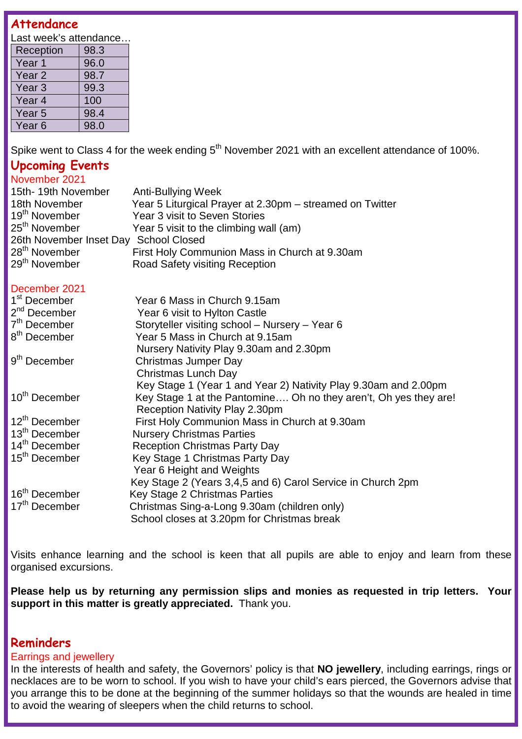## Attendance

Last week's attendance…

| Reception | 98.3 |
|---|---|
| Year 1 | 96.0 |
| Year 2 | 98.7 |
| Year 3 | 99.3 |
| Year 4 | 100 |
| Year 5 | 98.4 |
| Year 6 | 98.0 |

Spike went to Class 4 for the week ending 5th November 2021 with an excellent attendance of 100%.

## Upcoming Events

### November 2021

| | |
|---|---|
| 15th- 19th November | Anti-Bullying Week |
| 18th November | Year 5 Liturgical Prayer at 2.30pm – streamed on Twitter |
| 19th November | Year 3 visit to Seven Stories |
| 25th November | Year 5 visit to the climbing wall (am) |
| 26th November Inset Day | School Closed |
| 28th November | First Holy Communion Mass in Church at 9.30am |
| 29th November | Road Safety visiting Reception |

### December 2021

| | |
|---|---|
| 1st December | Year 6 Mass in Church 9.15am |
| 2nd December | Year 6 visit to Hylton Castle |
| 7th December | Storyteller visiting school – Nursery – Year 6 |
| 8th December | Year 5 Mass in Church at 9.15am |
| | Nursery Nativity Play 9.30am and 2.30pm |
| 9th December | Christmas Jumper Day |
| | Christmas Lunch Day |
| | Key Stage 1 (Year 1 and Year 2) Nativity Play 9.30am and 2.00pm |
| 10th December | Key Stage 1 at the Pantomine…. Oh no they aren't, Oh yes they are! |
| | Reception Nativity Play 2.30pm |
| 12th December | First Holy Communion Mass in Church at 9.30am |
| 13th December | Nursery Christmas Parties |
| 14th December | Reception Christmas Party Day |
| 15th December | Key Stage 1 Christmas Party Day |
| | Year 6 Height and Weights |
| | Key Stage 2 (Years 3,4,5 and 6) Carol Service in Church 2pm |
| 16th December | Key Stage 2 Christmas Parties |
| 17th December | Christmas Sing-a-Long 9.30am (children only) |
| | School closes at 3.20pm for Christmas break |

Visits enhance learning and the school is keen that all pupils are able to enjoy and learn from these organised excursions.

**Please help us by returning any permission slips and monies as requested in trip letters. Your support in this matter is greatly appreciated.** Thank you.

## Reminders

### Earrings and jewellery

In the interests of health and safety, the Governors' policy is that **NO jewellery**, including earrings, rings or necklaces are to be worn to school. If you wish to have your child's ears pierced, the Governors advise that you arrange this to be done at the beginning of the summer holidays so that the wounds are healed in time to avoid the wearing of sleepers when the child returns to school.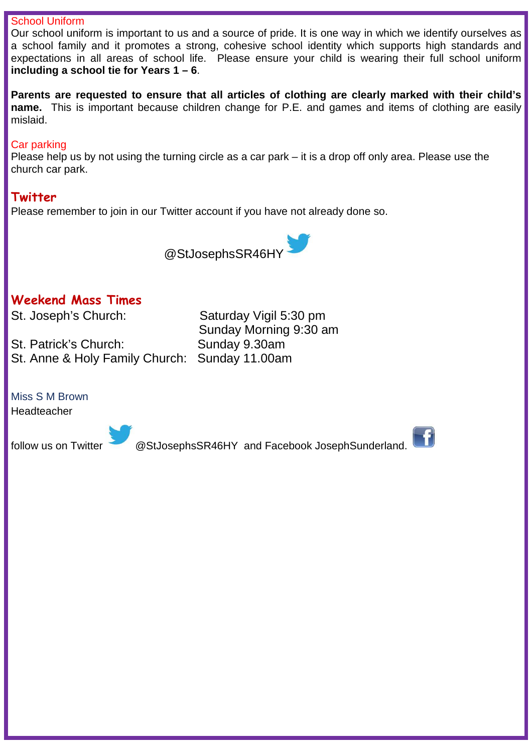## School Uniform

Our school uniform is important to us and a source of pride. It is one way in which we identify ourselves as a school family and it promotes a strong, cohesive school identity which supports high standards and expectations in all areas of school life. Please ensure your child is wearing their full school uniform **including a school tie for Years 1 – 6**.

**Parents are requested to ensure that all articles of clothing are clearly marked with their child's name.** This is important because children change for P.E. and games and items of clothing are easily mislaid.

## Car parking

Please help us by not using the turning circle as a car park – it is a drop off only area. Please use the church car park.

## Twitter

Please remember to join in our Twitter account if you have not already done so.

@StJosephsSR46HY

## Weekend Mass Times

| | |
|---|---|
| St. Joseph's Church: | Saturday Vigil 5:30 pm |
| | Sunday Morning 9:30 am |
| St. Patrick's Church: | Sunday 9.30am |
| St. Anne & Holy Family Church: | Sunday 11.00am |

Miss S M Brown
Headteacher

follow us on Twitter @StJosephsSR46HY and Facebook JosephSunderland.